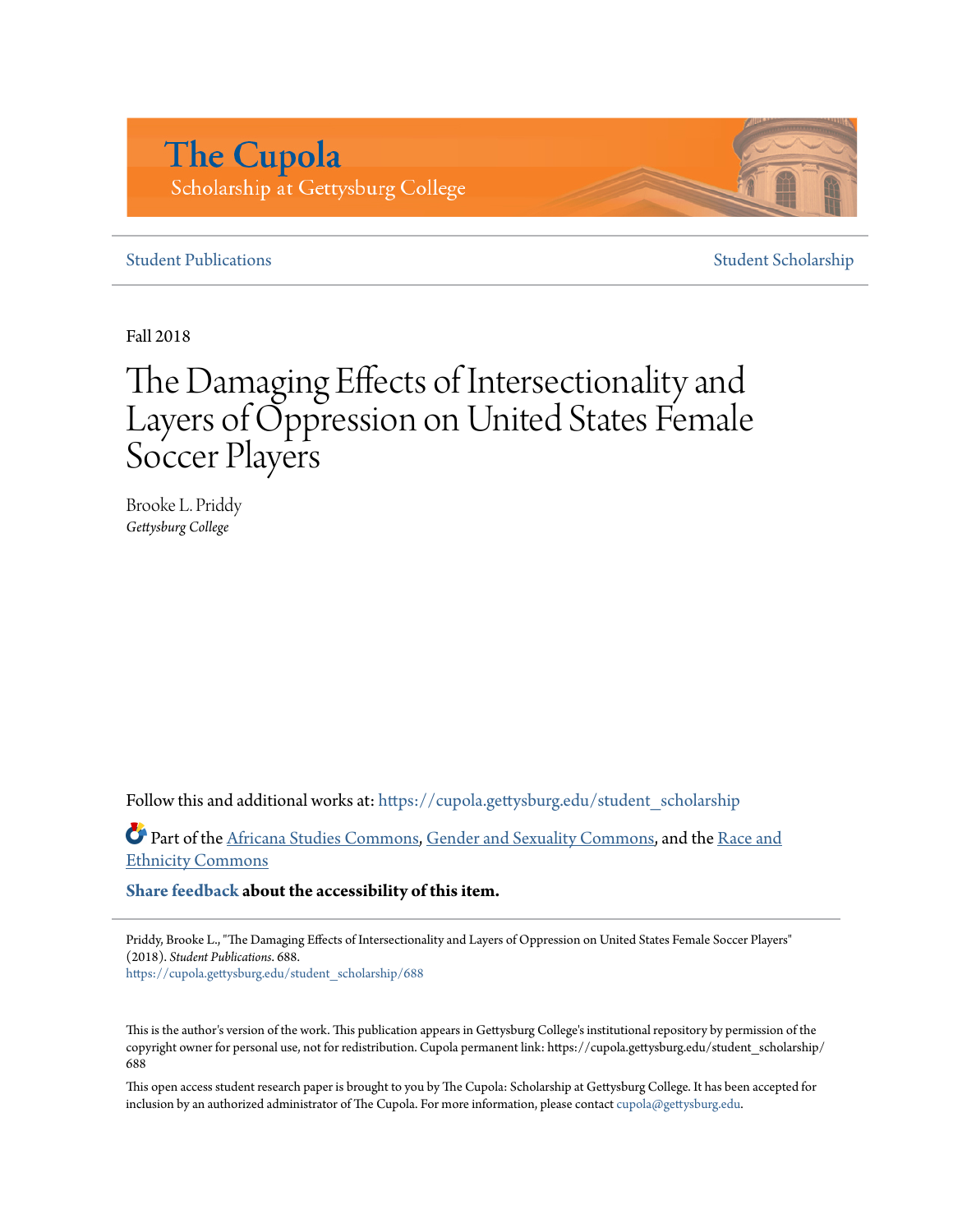# The Cupola

Scholarship at Gettysburg College

Student Publications | Student Scholarship

Fall 2018

# The Damaging Effects of Intersectionality and Layers of Oppression on United States Female Soccer Players

Brooke L. Priddy
*Gettysburg College*

Follow this and additional works at: https://cupola.gettysburg.edu/student_scholarship

Part of the Africana Studies Commons, Gender and Sexuality Commons, and the Race and Ethnicity Commons

**Share feedback about the accessibility of this item.**

Priddy, Brooke L., "The Damaging Effects of Intersectionality and Layers of Oppression on United States Female Soccer Players" (2018). *Student Publications*. 688.
https://cupola.gettysburg.edu/student_scholarship/688

This is the author's version of the work. This publication appears in Gettysburg College's institutional repository by permission of the copyright owner for personal use, not for redistribution. Cupola permanent link: https://cupola.gettysburg.edu/student_scholarship/688

This open access student research paper is brought to you by The Cupola: Scholarship at Gettysburg College. It has been accepted for inclusion by an authorized administrator of The Cupola. For more information, please contact cupola@gettysburg.edu.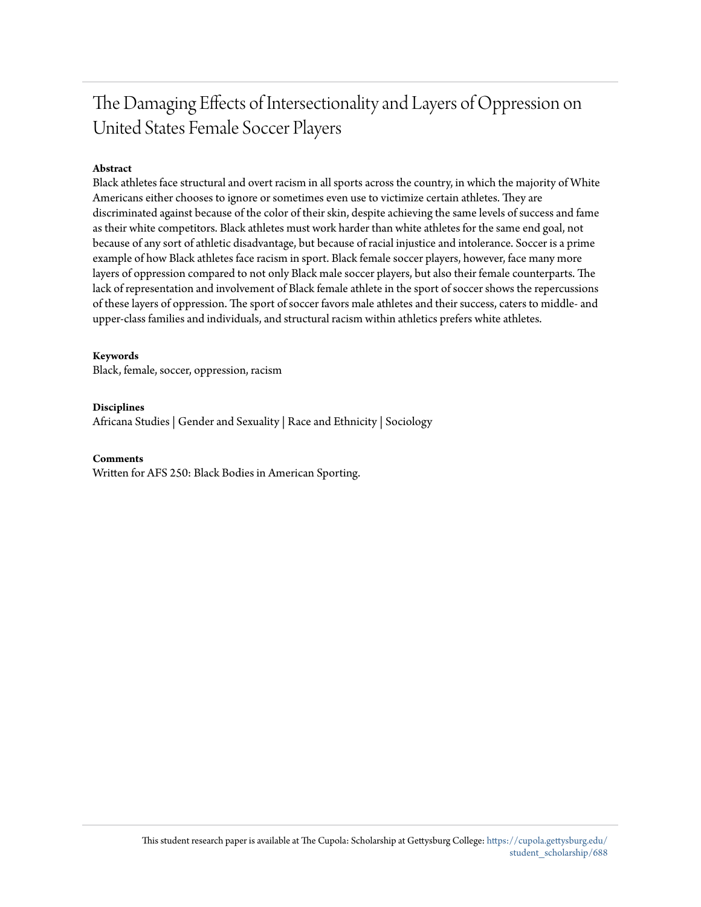# The Damaging Effects of Intersectionality and Layers of Oppression on United States Female Soccer Players

**Abstract**

Black athletes face structural and overt racism in all sports across the country, in which the majority of White Americans either chooses to ignore or sometimes even use to victimize certain athletes. They are discriminated against because of the color of their skin, despite achieving the same levels of success and fame as their white competitors. Black athletes must work harder than white athletes for the same end goal, not because of any sort of athletic disadvantage, but because of racial injustice and intolerance. Soccer is a prime example of how Black athletes face racism in sport. Black female soccer players, however, face many more layers of oppression compared to not only Black male soccer players, but also their female counterparts. The lack of representation and involvement of Black female athlete in the sport of soccer shows the repercussions of these layers of oppression. The sport of soccer favors male athletes and their success, caters to middle- and upper-class families and individuals, and structural racism within athletics prefers white athletes.

**Keywords**

Black, female, soccer, oppression, racism

**Disciplines**

Africana Studies | Gender and Sexuality | Race and Ethnicity | Sociology

**Comments**

Written for AFS 250: Black Bodies in American Sporting.

This student research paper is available at The Cupola: Scholarship at Gettysburg College: https://cupola.gettysburg.edu/student_scholarship/688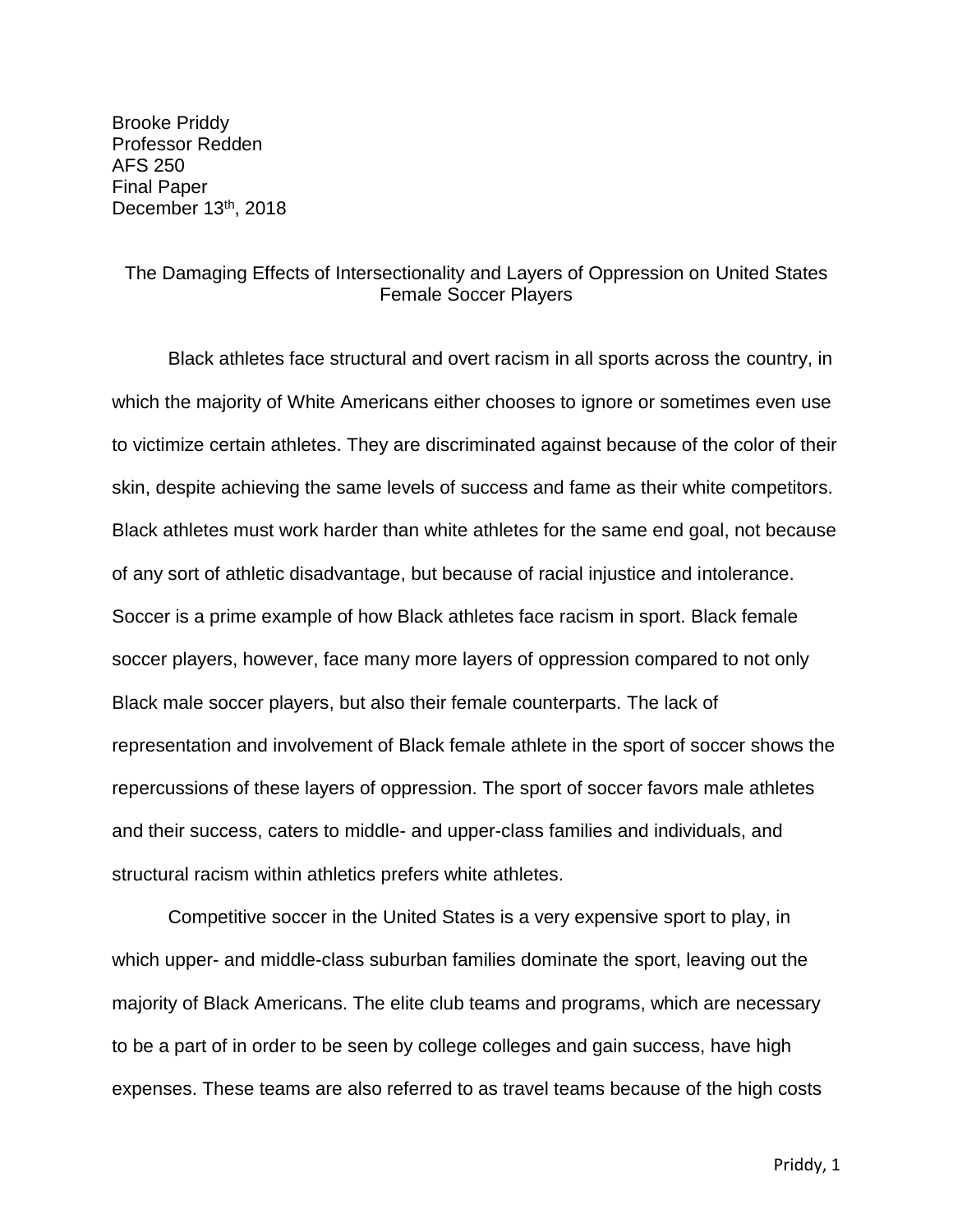Brooke Priddy
Professor Redden
AFS 250
Final Paper
December 13th, 2018

The Damaging Effects of Intersectionality and Layers of Oppression on United States Female Soccer Players

Black athletes face structural and overt racism in all sports across the country, in which the majority of White Americans either chooses to ignore or sometimes even use to victimize certain athletes. They are discriminated against because of the color of their skin, despite achieving the same levels of success and fame as their white competitors. Black athletes must work harder than white athletes for the same end goal, not because of any sort of athletic disadvantage, but because of racial injustice and intolerance. Soccer is a prime example of how Black athletes face racism in sport. Black female soccer players, however, face many more layers of oppression compared to not only Black male soccer players, but also their female counterparts. The lack of representation and involvement of Black female athlete in the sport of soccer shows the repercussions of these layers of oppression. The sport of soccer favors male athletes and their success, caters to middle- and upper-class families and individuals, and structural racism within athletics prefers white athletes.

Competitive soccer in the United States is a very expensive sport to play, in which upper- and middle-class suburban families dominate the sport, leaving out the majority of Black Americans. The elite club teams and programs, which are necessary to be a part of in order to be seen by college colleges and gain success, have high expenses. These teams are also referred to as travel teams because of the high costs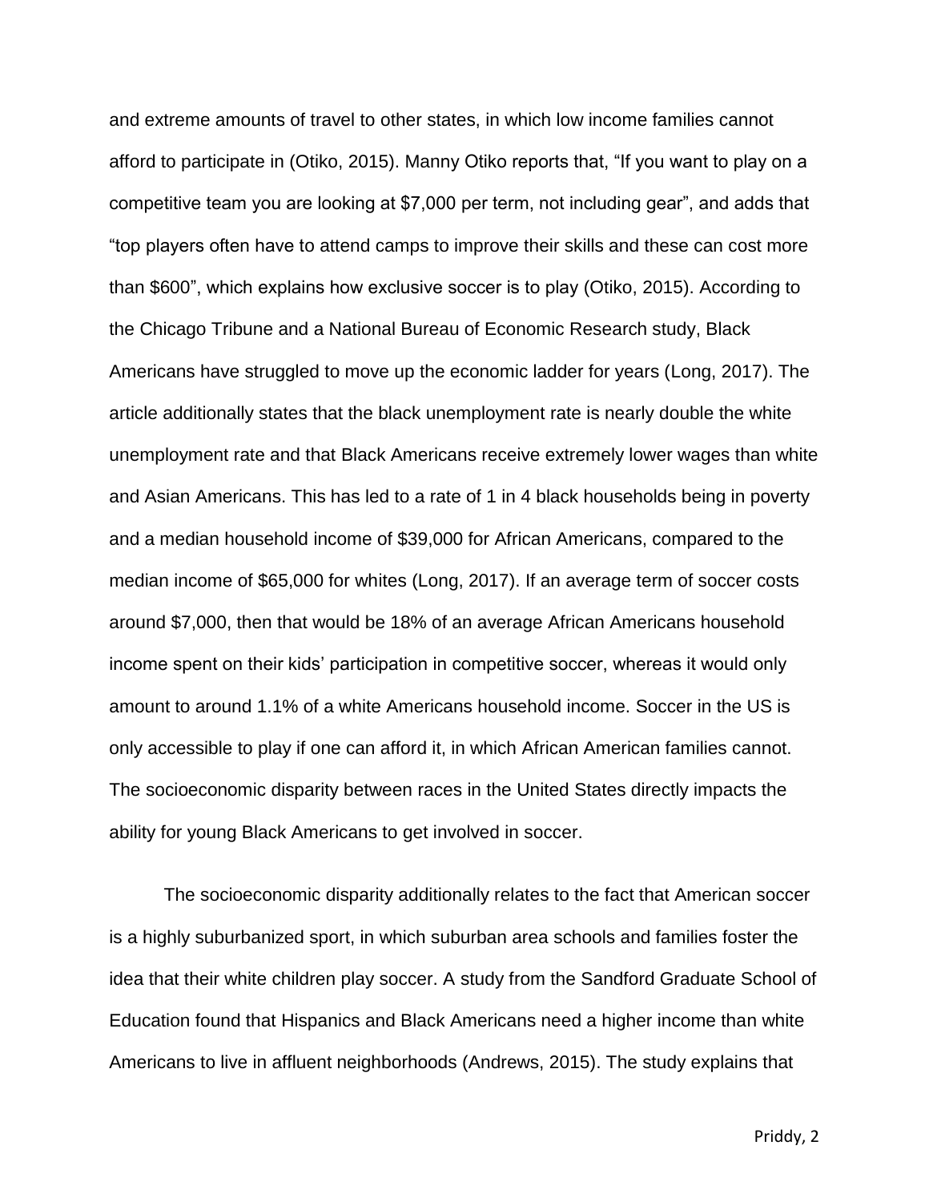and extreme amounts of travel to other states, in which low income families cannot afford to participate in (Otiko, 2015). Manny Otiko reports that, "If you want to play on a competitive team you are looking at $7,000 per term, not including gear", and adds that "top players often have to attend camps to improve their skills and these can cost more than $600", which explains how exclusive soccer is to play (Otiko, 2015). According to the Chicago Tribune and a National Bureau of Economic Research study, Black Americans have struggled to move up the economic ladder for years (Long, 2017). The article additionally states that the black unemployment rate is nearly double the white unemployment rate and that Black Americans receive extremely lower wages than white and Asian Americans. This has led to a rate of 1 in 4 black households being in poverty and a median household income of $39,000 for African Americans, compared to the median income of $65,000 for whites (Long, 2017). If an average term of soccer costs around $7,000, then that would be 18% of an average African Americans household income spent on their kids' participation in competitive soccer, whereas it would only amount to around 1.1% of a white Americans household income. Soccer in the US is only accessible to play if one can afford it, in which African American families cannot. The socioeconomic disparity between races in the United States directly impacts the ability for young Black Americans to get involved in soccer.

The socioeconomic disparity additionally relates to the fact that American soccer is a highly suburbanized sport, in which suburban area schools and families foster the idea that their white children play soccer. A study from the Sandford Graduate School of Education found that Hispanics and Black Americans need a higher income than white Americans to live in affluent neighborhoods (Andrews, 2015). The study explains that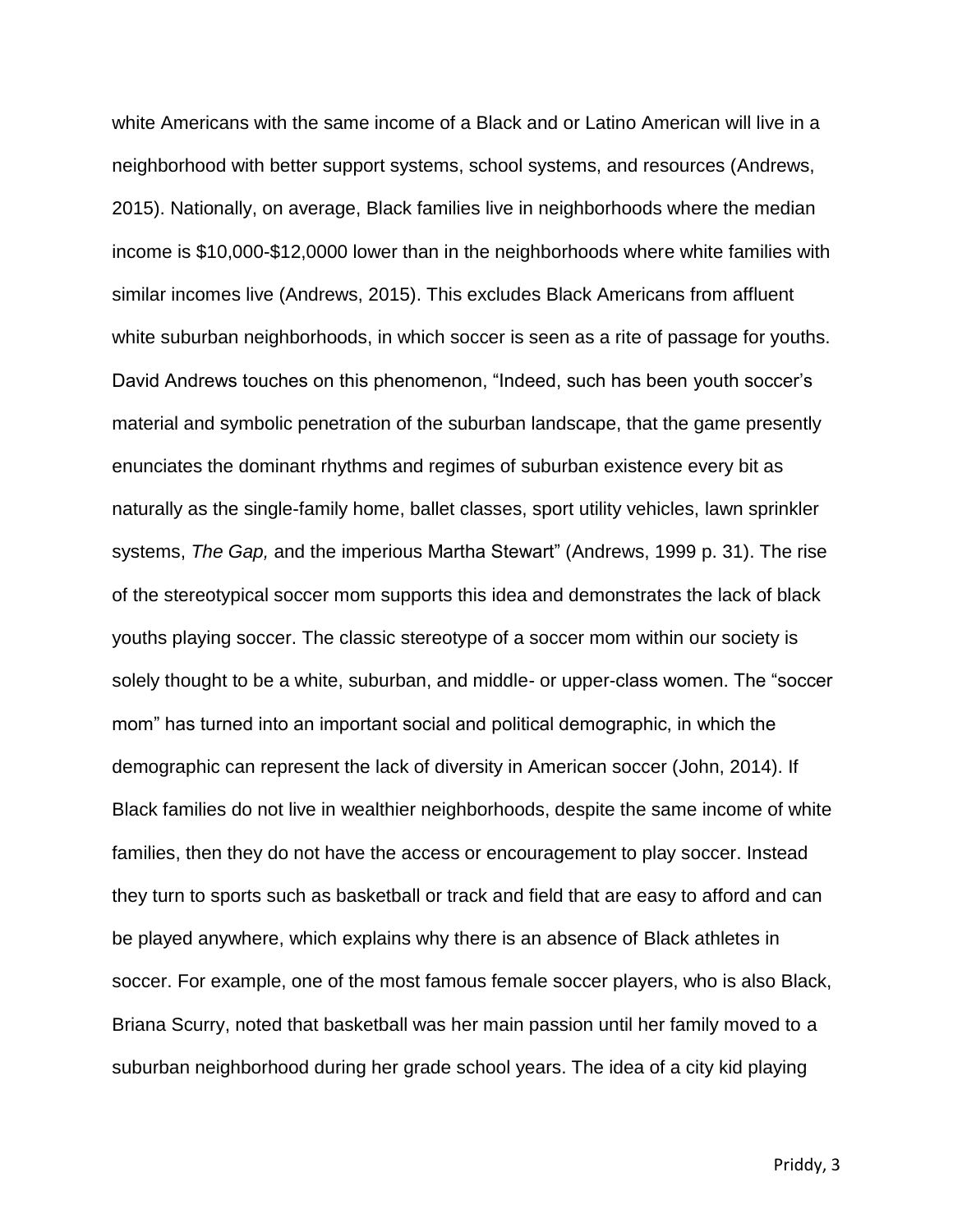white Americans with the same income of a Black and or Latino American will live in a neighborhood with better support systems, school systems, and resources (Andrews, 2015). Nationally, on average, Black families live in neighborhoods where the median income is $10,000-$12,0000 lower than in the neighborhoods where white families with similar incomes live (Andrews, 2015). This excludes Black Americans from affluent white suburban neighborhoods, in which soccer is seen as a rite of passage for youths. David Andrews touches on this phenomenon, "Indeed, such has been youth soccer's material and symbolic penetration of the suburban landscape, that the game presently enunciates the dominant rhythms and regimes of suburban existence every bit as naturally as the single-family home, ballet classes, sport utility vehicles, lawn sprinkler systems, *The Gap,* and the imperious Martha Stewart" (Andrews, 1999 p. 31). The rise of the stereotypical soccer mom supports this idea and demonstrates the lack of black youths playing soccer. The classic stereotype of a soccer mom within our society is solely thought to be a white, suburban, and middle- or upper-class women. The "soccer mom" has turned into an important social and political demographic, in which the demographic can represent the lack of diversity in American soccer (John, 2014). If Black families do not live in wealthier neighborhoods, despite the same income of white families, then they do not have the access or encouragement to play soccer. Instead they turn to sports such as basketball or track and field that are easy to afford and can be played anywhere, which explains why there is an absence of Black athletes in soccer. For example, one of the most famous female soccer players, who is also Black, Briana Scurry, noted that basketball was her main passion until her family moved to a suburban neighborhood during her grade school years. The idea of a city kid playing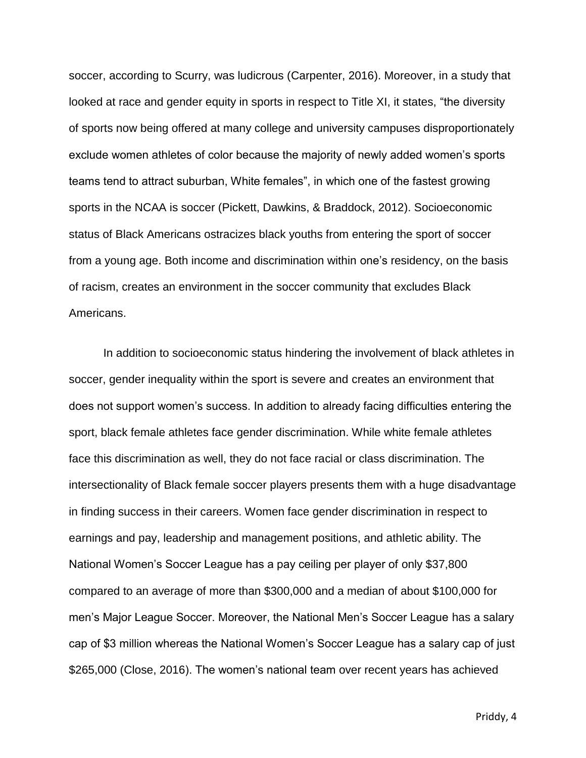soccer, according to Scurry, was ludicrous (Carpenter, 2016). Moreover, in a study that looked at race and gender equity in sports in respect to Title XI, it states, "the diversity of sports now being offered at many college and university campuses disproportionately exclude women athletes of color because the majority of newly added women's sports teams tend to attract suburban, White females", in which one of the fastest growing sports in the NCAA is soccer (Pickett, Dawkins, & Braddock, 2012). Socioeconomic status of Black Americans ostracizes black youths from entering the sport of soccer from a young age. Both income and discrimination within one's residency, on the basis of racism, creates an environment in the soccer community that excludes Black Americans.

In addition to socioeconomic status hindering the involvement of black athletes in soccer, gender inequality within the sport is severe and creates an environment that does not support women's success. In addition to already facing difficulties entering the sport, black female athletes face gender discrimination. While white female athletes face this discrimination as well, they do not face racial or class discrimination. The intersectionality of Black female soccer players presents them with a huge disadvantage in finding success in their careers. Women face gender discrimination in respect to earnings and pay, leadership and management positions, and athletic ability. The National Women's Soccer League has a pay ceiling per player of only $37,800 compared to an average of more than $300,000 and a median of about $100,000 for men's Major League Soccer. Moreover, the National Men's Soccer League has a salary cap of $3 million whereas the National Women's Soccer League has a salary cap of just $265,000 (Close, 2016). The women's national team over recent years has achieved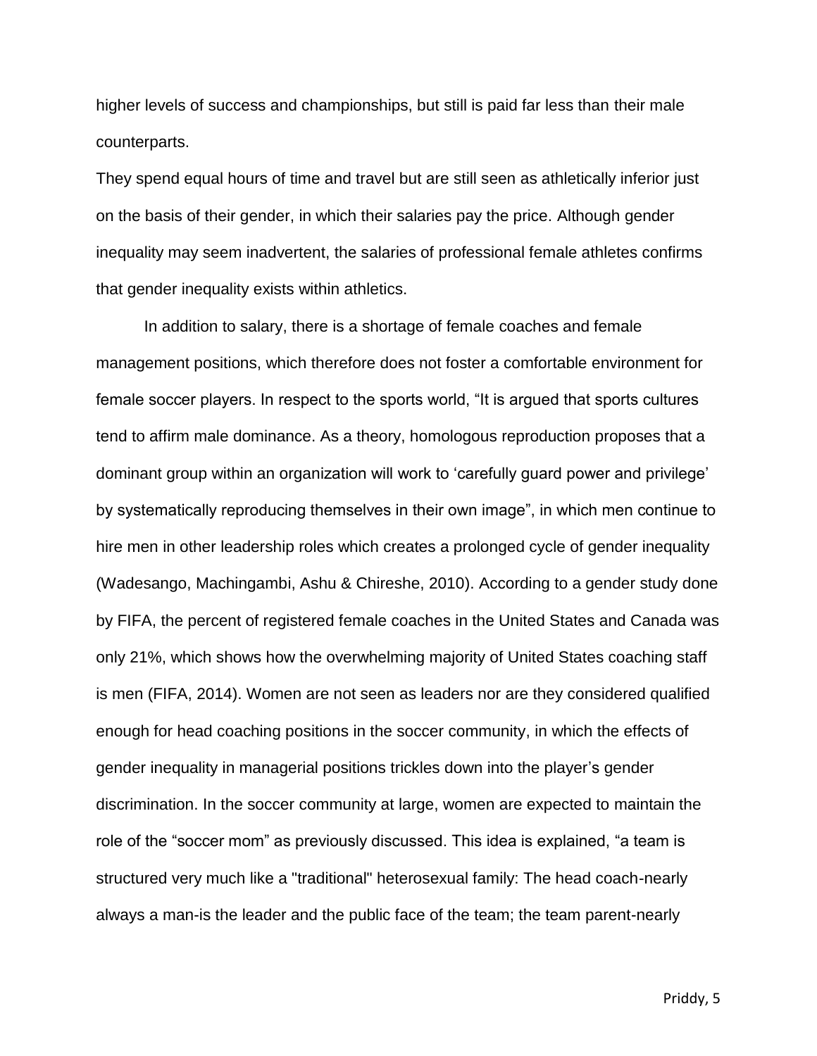higher levels of success and championships, but still is paid far less than their male counterparts.

They spend equal hours of time and travel but are still seen as athletically inferior just on the basis of their gender, in which their salaries pay the price. Although gender inequality may seem inadvertent, the salaries of professional female athletes confirms that gender inequality exists within athletics.

In addition to salary, there is a shortage of female coaches and female management positions, which therefore does not foster a comfortable environment for female soccer players. In respect to the sports world, "It is argued that sports cultures tend to affirm male dominance. As a theory, homologous reproduction proposes that a dominant group within an organization will work to 'carefully guard power and privilege' by systematically reproducing themselves in their own image", in which men continue to hire men in other leadership roles which creates a prolonged cycle of gender inequality (Wadesango, Machingambi, Ashu & Chireshe, 2010). According to a gender study done by FIFA, the percent of registered female coaches in the United States and Canada was only 21%, which shows how the overwhelming majority of United States coaching staff is men (FIFA, 2014). Women are not seen as leaders nor are they considered qualified enough for head coaching positions in the soccer community, in which the effects of gender inequality in managerial positions trickles down into the player's gender discrimination. In the soccer community at large, women are expected to maintain the role of the "soccer mom" as previously discussed. This idea is explained, "a team is structured very much like a "traditional" heterosexual family: The head coach-nearly always a man-is the leader and the public face of the team; the team parent-nearly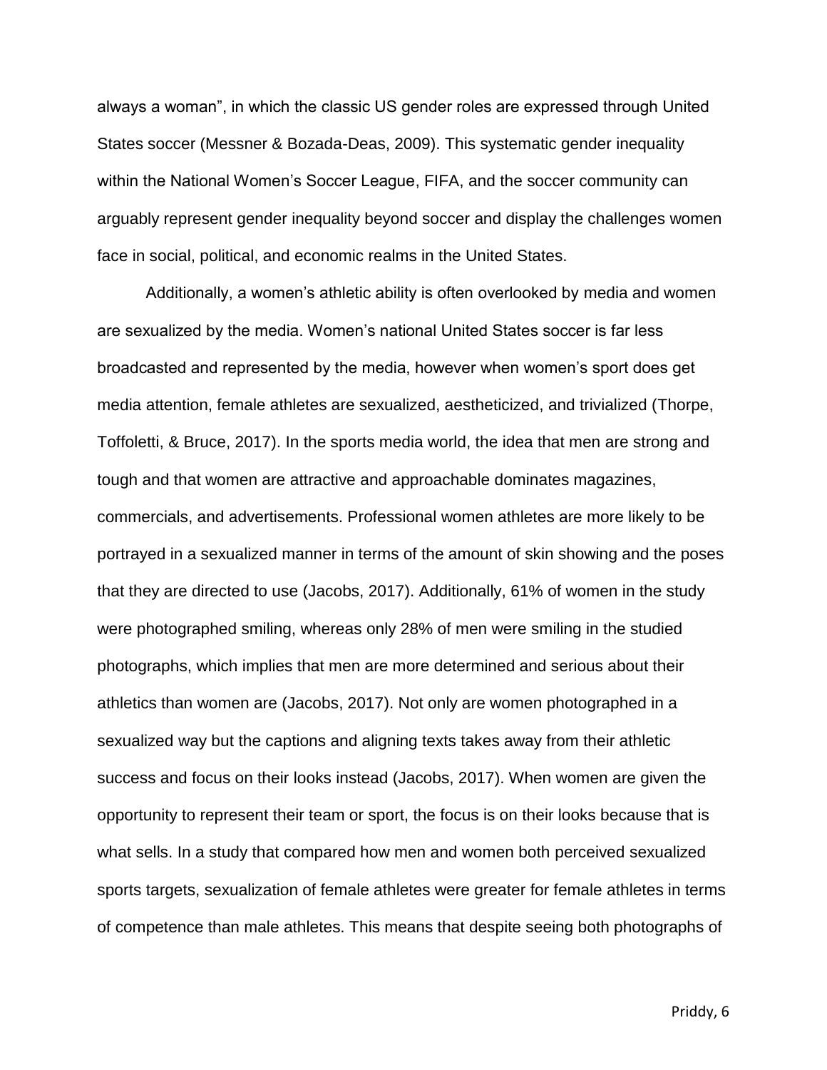always a woman", in which the classic US gender roles are expressed through United States soccer (Messner & Bozada-Deas, 2009). This systematic gender inequality within the National Women's Soccer League, FIFA, and the soccer community can arguably represent gender inequality beyond soccer and display the challenges women face in social, political, and economic realms in the United States.

Additionally, a women's athletic ability is often overlooked by media and women are sexualized by the media. Women's national United States soccer is far less broadcasted and represented by the media, however when women's sport does get media attention, female athletes are sexualized, aestheticized, and trivialized (Thorpe, Toffoletti, & Bruce, 2017). In the sports media world, the idea that men are strong and tough and that women are attractive and approachable dominates magazines, commercials, and advertisements. Professional women athletes are more likely to be portrayed in a sexualized manner in terms of the amount of skin showing and the poses that they are directed to use (Jacobs, 2017). Additionally, 61% of women in the study were photographed smiling, whereas only 28% of men were smiling in the studied photographs, which implies that men are more determined and serious about their athletics than women are (Jacobs, 2017). Not only are women photographed in a sexualized way but the captions and aligning texts takes away from their athletic success and focus on their looks instead (Jacobs, 2017). When women are given the opportunity to represent their team or sport, the focus is on their looks because that is what sells. In a study that compared how men and women both perceived sexualized sports targets, sexualization of female athletes were greater for female athletes in terms of competence than male athletes. This means that despite seeing both photographs of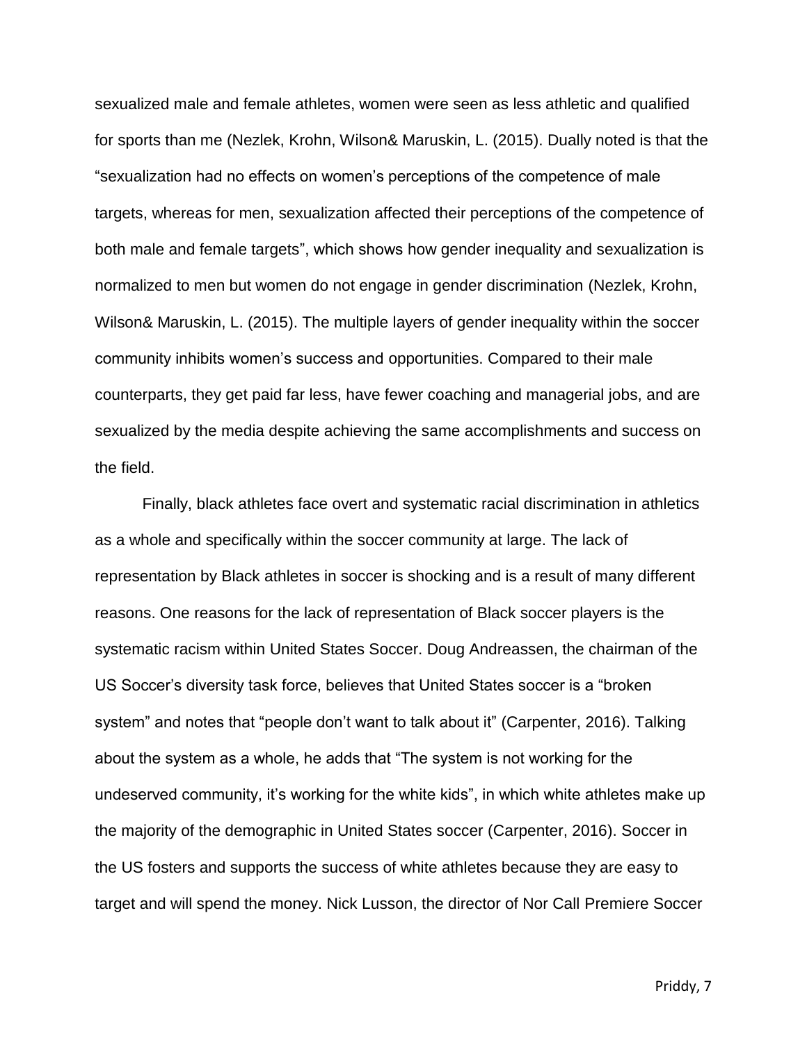sexualized male and female athletes, women were seen as less athletic and qualified for sports than me (Nezlek, Krohn, Wilson& Maruskin, L. (2015). Dually noted is that the "sexualization had no effects on women's perceptions of the competence of male targets, whereas for men, sexualization affected their perceptions of the competence of both male and female targets", which shows how gender inequality and sexualization is normalized to men but women do not engage in gender discrimination (Nezlek, Krohn, Wilson& Maruskin, L. (2015). The multiple layers of gender inequality within the soccer community inhibits women's success and opportunities. Compared to their male counterparts, they get paid far less, have fewer coaching and managerial jobs, and are sexualized by the media despite achieving the same accomplishments and success on the field.

Finally, black athletes face overt and systematic racial discrimination in athletics as a whole and specifically within the soccer community at large. The lack of representation by Black athletes in soccer is shocking and is a result of many different reasons. One reasons for the lack of representation of Black soccer players is the systematic racism within United States Soccer. Doug Andreassen, the chairman of the US Soccer's diversity task force, believes that United States soccer is a "broken system" and notes that "people don't want to talk about it" (Carpenter, 2016). Talking about the system as a whole, he adds that "The system is not working for the undeserved community, it's working for the white kids", in which white athletes make up the majority of the demographic in United States soccer (Carpenter, 2016). Soccer in the US fosters and supports the success of white athletes because they are easy to target and will spend the money. Nick Lusson, the director of Nor Call Premiere Soccer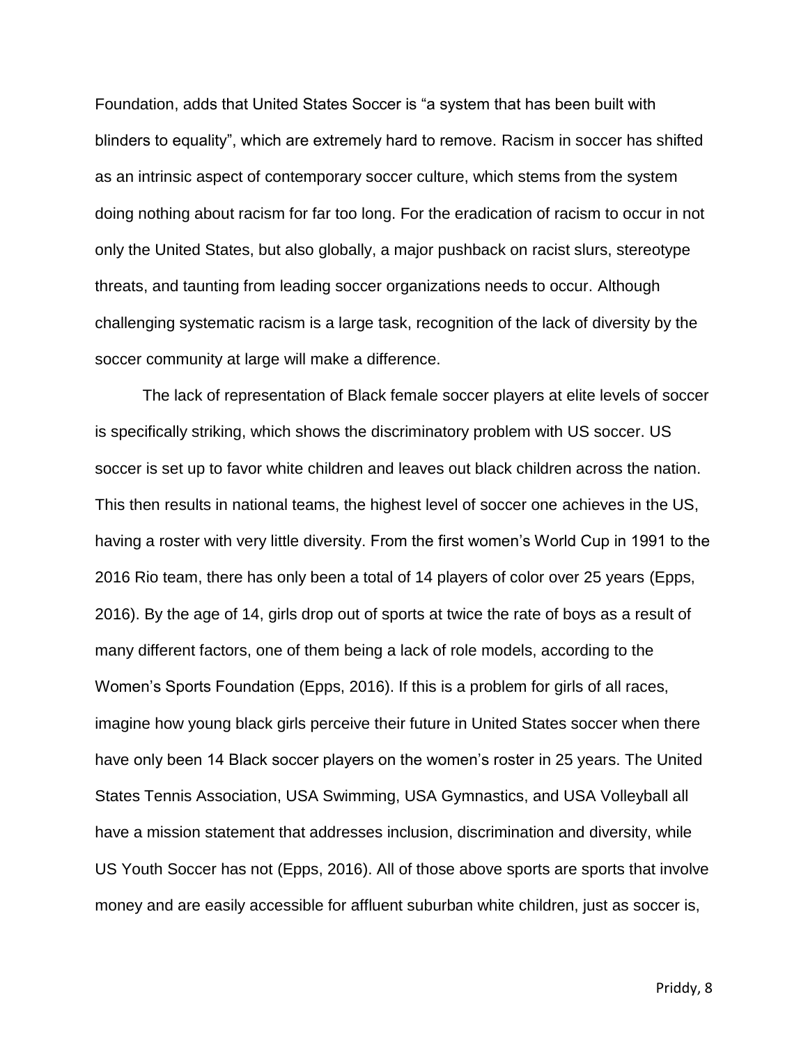Foundation, adds that United States Soccer is “a system that has been built with blinders to equality”, which are extremely hard to remove. Racism in soccer has shifted as an intrinsic aspect of contemporary soccer culture, which stems from the system doing nothing about racism for far too long. For the eradication of racism to occur in not only the United States, but also globally, a major pushback on racist slurs, stereotype threats, and taunting from leading soccer organizations needs to occur. Although challenging systematic racism is a large task, recognition of the lack of diversity by the soccer community at large will make a difference.

The lack of representation of Black female soccer players at elite levels of soccer is specifically striking, which shows the discriminatory problem with US soccer. US soccer is set up to favor white children and leaves out black children across the nation. This then results in national teams, the highest level of soccer one achieves in the US, having a roster with very little diversity. From the first women’s World Cup in 1991 to the 2016 Rio team, there has only been a total of 14 players of color over 25 years (Epps, 2016). By the age of 14, girls drop out of sports at twice the rate of boys as a result of many different factors, one of them being a lack of role models, according to the Women’s Sports Foundation (Epps, 2016). If this is a problem for girls of all races, imagine how young black girls perceive their future in United States soccer when there have only been 14 Black soccer players on the women’s roster in 25 years. The United States Tennis Association, USA Swimming, USA Gymnastics, and USA Volleyball all have a mission statement that addresses inclusion, discrimination and diversity, while US Youth Soccer has not (Epps, 2016). All of those above sports are sports that involve money and are easily accessible for affluent suburban white children, just as soccer is,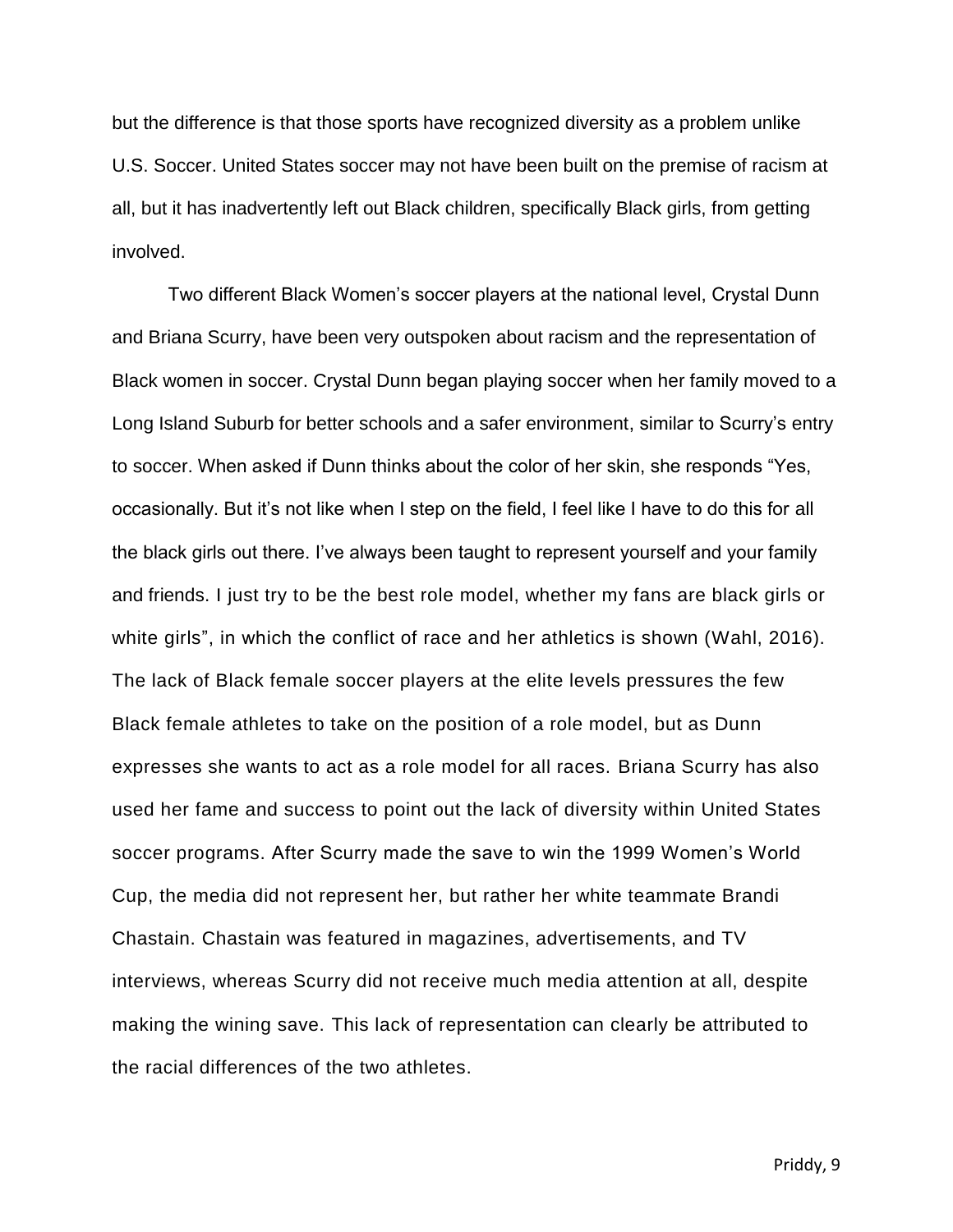but the difference is that those sports have recognized diversity as a problem unlike U.S. Soccer. United States soccer may not have been built on the premise of racism at all, but it has inadvertently left out Black children, specifically Black girls, from getting involved.

Two different Black Women's soccer players at the national level, Crystal Dunn and Briana Scurry, have been very outspoken about racism and the representation of Black women in soccer. Crystal Dunn began playing soccer when her family moved to a Long Island Suburb for better schools and a safer environment, similar to Scurry's entry to soccer. When asked if Dunn thinks about the color of her skin, she responds "Yes, occasionally. But it's not like when I step on the field, I feel like I have to do this for all the black girls out there. I've always been taught to represent yourself and your family and friends. I just try to be the best role model, whether my fans are black girls or white girls", in which the conflict of race and her athletics is shown (Wahl, 2016). The lack of Black female soccer players at the elite levels pressures the few Black female athletes to take on the position of a role model, but as Dunn expresses she wants to act as a role model for all races. Briana Scurry has also used her fame and success to point out the lack of diversity within United States soccer programs. After Scurry made the save to win the 1999 Women's World Cup, the media did not represent her, but rather her white teammate Brandi Chastain. Chastain was featured in magazines, advertisements, and TV interviews, whereas Scurry did not receive much media attention at all, despite making the wining save. This lack of representation can clearly be attributed to the racial differences of the two athletes.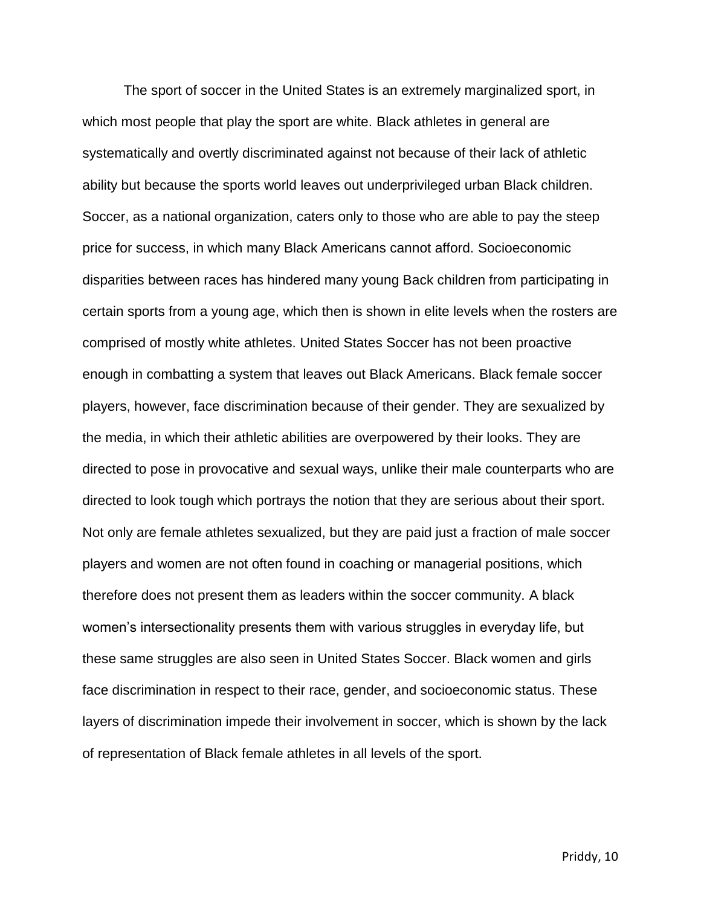The sport of soccer in the United States is an extremely marginalized sport, in which most people that play the sport are white. Black athletes in general are systematically and overtly discriminated against not because of their lack of athletic ability but because the sports world leaves out underprivileged urban Black children. Soccer, as a national organization, caters only to those who are able to pay the steep price for success, in which many Black Americans cannot afford. Socioeconomic disparities between races has hindered many young Back children from participating in certain sports from a young age, which then is shown in elite levels when the rosters are comprised of mostly white athletes. United States Soccer has not been proactive enough in combatting a system that leaves out Black Americans. Black female soccer players, however, face discrimination because of their gender. They are sexualized by the media, in which their athletic abilities are overpowered by their looks. They are directed to pose in provocative and sexual ways, unlike their male counterparts who are directed to look tough which portrays the notion that they are serious about their sport. Not only are female athletes sexualized, but they are paid just a fraction of male soccer players and women are not often found in coaching or managerial positions, which therefore does not present them as leaders within the soccer community. A black women's intersectionality presents them with various struggles in everyday life, but these same struggles are also seen in United States Soccer. Black women and girls face discrimination in respect to their race, gender, and socioeconomic status. These layers of discrimination impede their involvement in soccer, which is shown by the lack of representation of Black female athletes in all levels of the sport.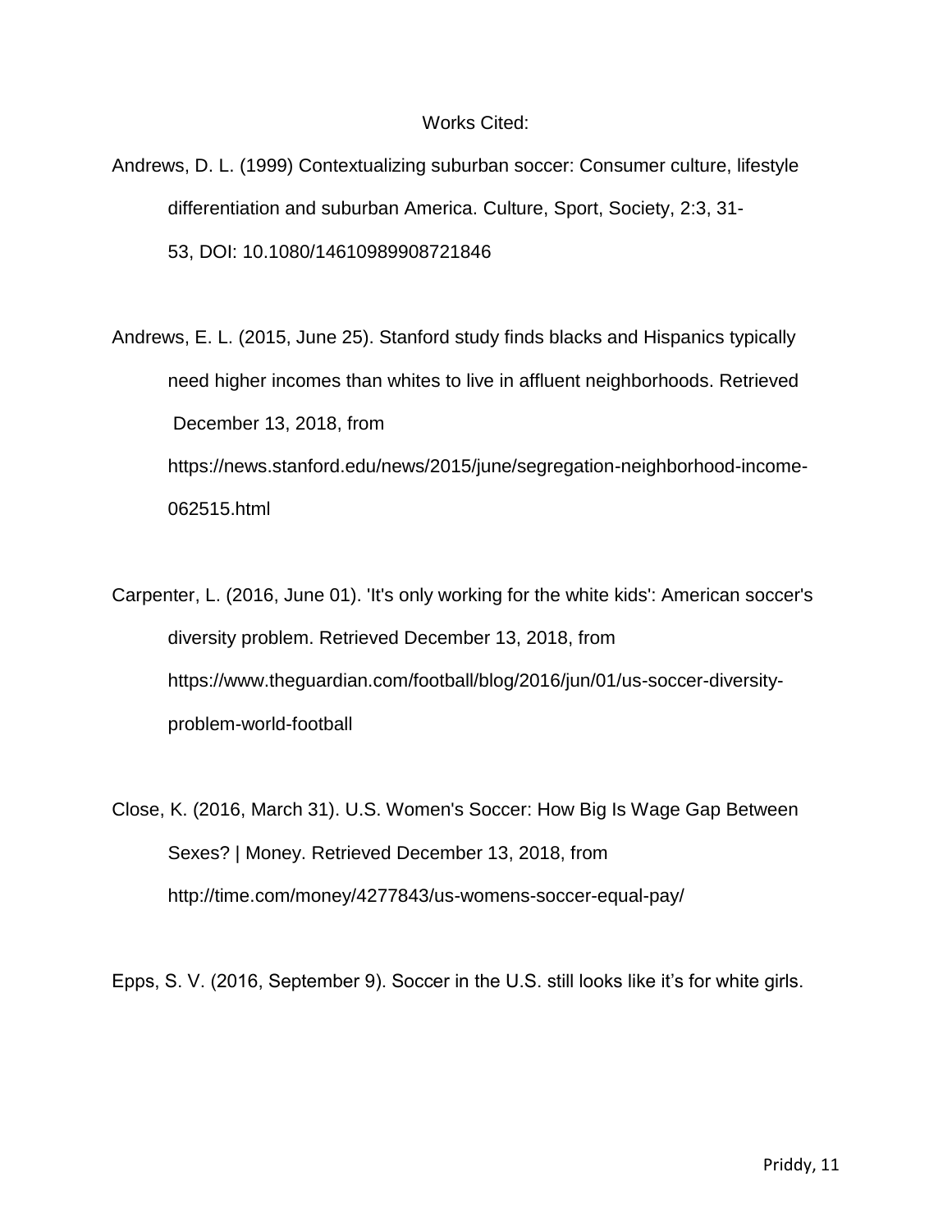Works Cited:

Andrews, D. L. (1999) Contextualizing suburban soccer: Consumer culture, lifestyle differentiation and suburban America. Culture, Sport, Society, 2:3, 31-53, DOI: 10.1080/14610989908721846

Andrews, E. L. (2015, June 25). Stanford study finds blacks and Hispanics typically need higher incomes than whites to live in affluent neighborhoods. Retrieved December 13, 2018, from https://news.stanford.edu/news/2015/june/segregation-neighborhood-income-062515.html

Carpenter, L. (2016, June 01). 'It's only working for the white kids': American soccer's diversity problem. Retrieved December 13, 2018, from https://www.theguardian.com/football/blog/2016/jun/01/us-soccer-diversity-problem-world-football

Close, K. (2016, March 31). U.S. Women's Soccer: How Big Is Wage Gap Between Sexes? | Money. Retrieved December 13, 2018, from http://time.com/money/4277843/us-womens-soccer-equal-pay/

Epps, S. V. (2016, September 9). Soccer in the U.S. still looks like it's for white girls.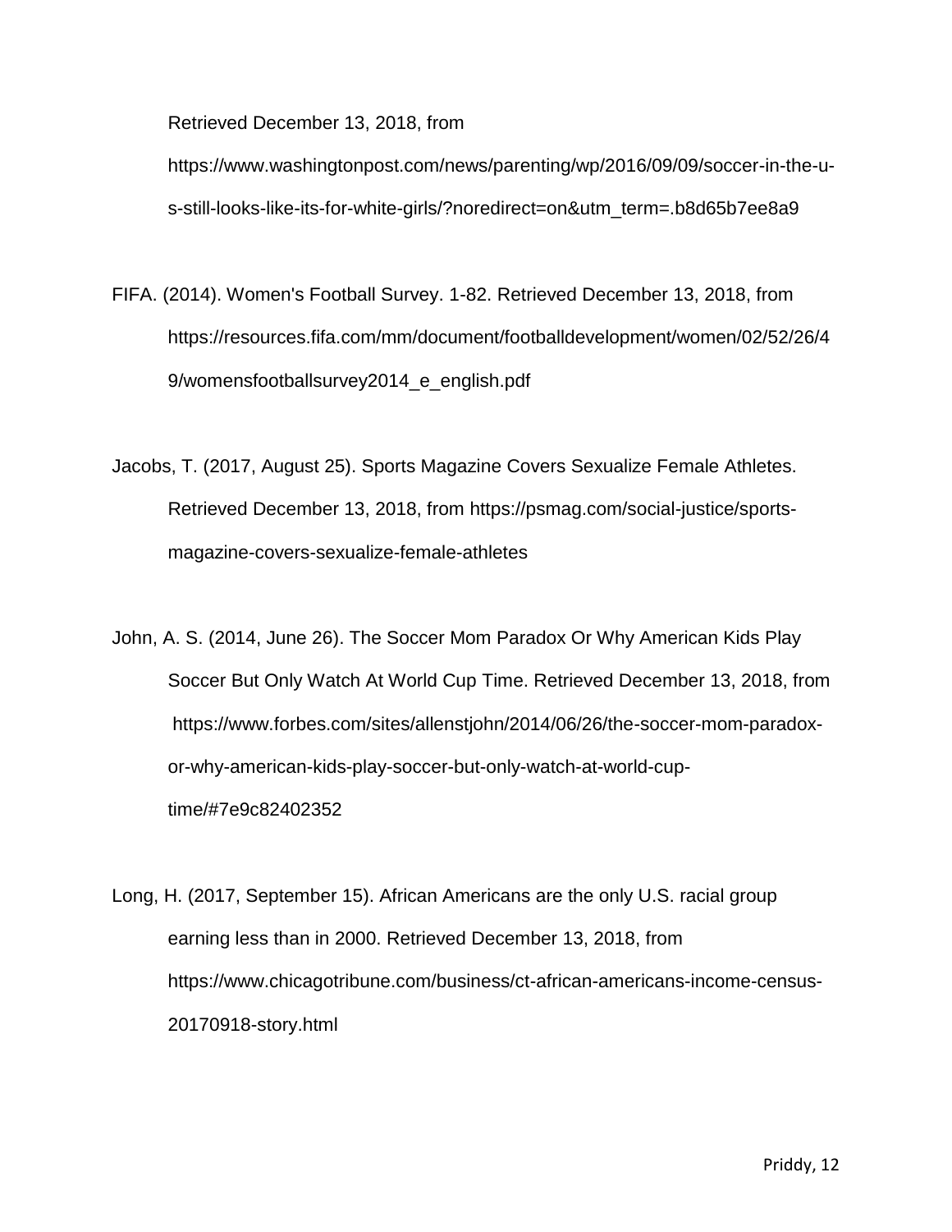Retrieved December 13, 2018, from https://www.washingtonpost.com/news/parenting/wp/2016/09/09/soccer-in-the-u-s-still-looks-like-its-for-white-girls/?noredirect=on&utm_term=.b8d65b7ee8a9

FIFA. (2014). Women's Football Survey. 1-82. Retrieved December 13, 2018, from https://resources.fifa.com/mm/document/footballdevelopment/women/02/52/26/49/womensfootballsurvey2014_e_english.pdf

Jacobs, T. (2017, August 25). Sports Magazine Covers Sexualize Female Athletes. Retrieved December 13, 2018, from https://psmag.com/social-justice/sports-magazine-covers-sexualize-female-athletes

John, A. S. (2014, June 26). The Soccer Mom Paradox Or Why American Kids Play Soccer But Only Watch At World Cup Time. Retrieved December 13, 2018, from https://www.forbes.com/sites/allenstjohn/2014/06/26/the-soccer-mom-paradox-or-why-american-kids-play-soccer-but-only-watch-at-world-cup-time/#7e9c82402352

Long, H. (2017, September 15). African Americans are the only U.S. racial group earning less than in 2000. Retrieved December 13, 2018, from https://www.chicagotribune.com/business/ct-african-americans-income-census-20170918-story.html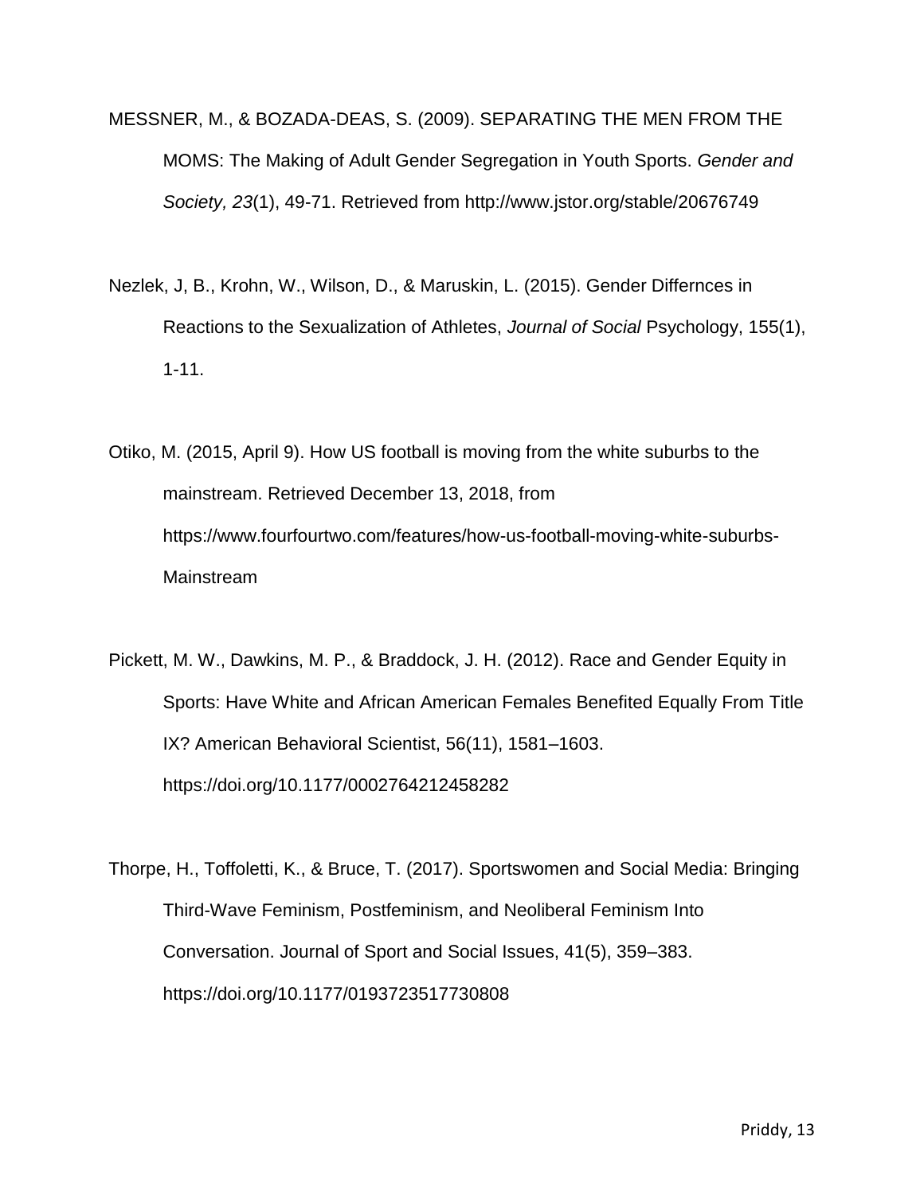MESSNER, M., & BOZADA-DEAS, S. (2009). SEPARATING THE MEN FROM THE MOMS: The Making of Adult Gender Segregation in Youth Sports. *Gender and Society, 23*(1), 49-71. Retrieved from http://www.jstor.org/stable/20676749

Nezlek, J, B., Krohn, W., Wilson, D., & Maruskin, L. (2015). Gender Differnces in Reactions to the Sexualization of Athletes, *Journal of Social* Psychology, 155(1), 1-11.

Otiko, M. (2015, April 9). How US football is moving from the white suburbs to the mainstream. Retrieved December 13, 2018, from https://www.fourfourtwo.com/features/how-us-football-moving-white-suburbs-Mainstream

Pickett, M. W., Dawkins, M. P., & Braddock, J. H. (2012). Race and Gender Equity in Sports: Have White and African American Females Benefited Equally From Title IX? American Behavioral Scientist, 56(11), 1581–1603. https://doi.org/10.1177/0002764212458282

Thorpe, H., Toffoletti, K., & Bruce, T. (2017). Sportswomen and Social Media: Bringing Third-Wave Feminism, Postfeminism, and Neoliberal Feminism Into Conversation. Journal of Sport and Social Issues, 41(5), 359–383. https://doi.org/10.1177/0193723517730808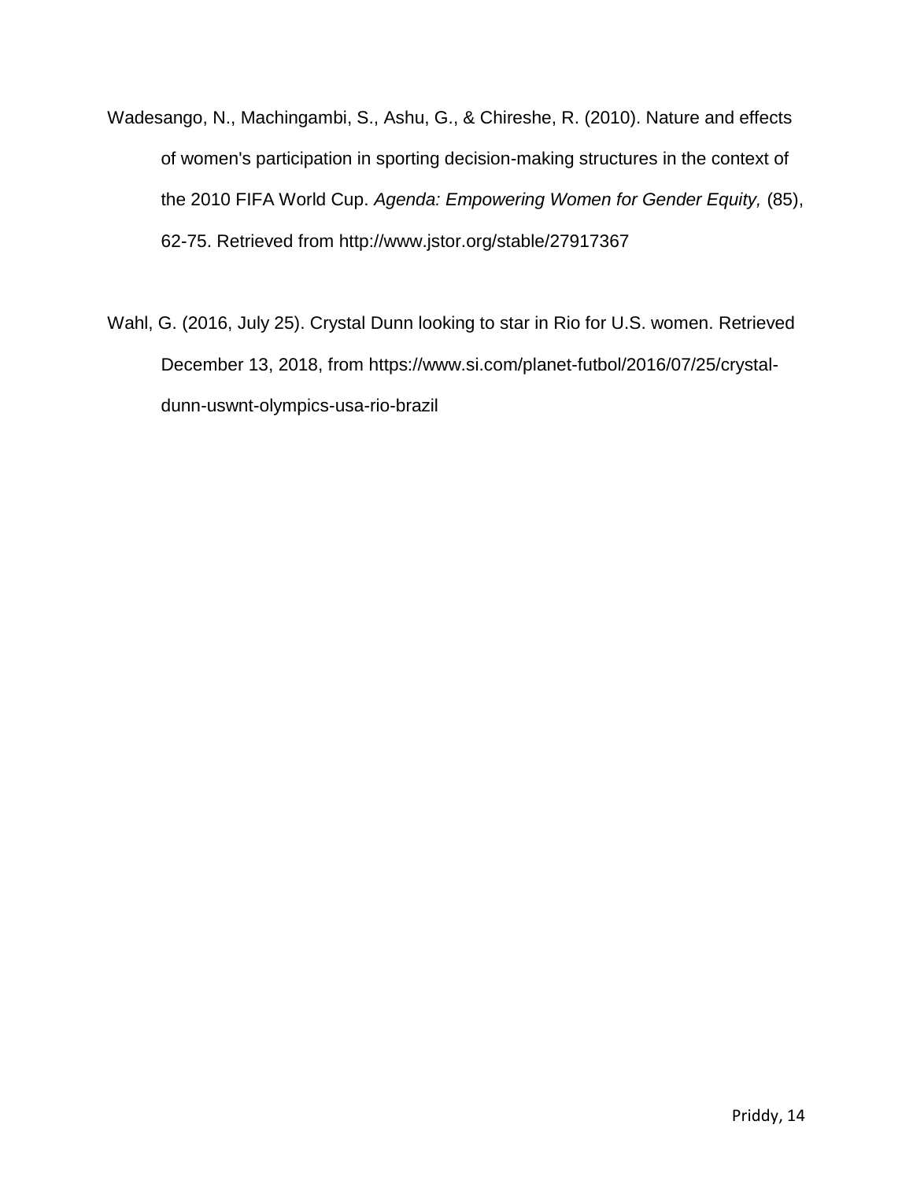Wadesango, N., Machingambi, S., Ashu, G., & Chireshe, R. (2010). Nature and effects of women's participation in sporting decision-making structures in the context of the 2010 FIFA World Cup. *Agenda: Empowering Women for Gender Equity,* (85), 62-75. Retrieved from http://www.jstor.org/stable/27917367

Wahl, G. (2016, July 25). Crystal Dunn looking to star in Rio for U.S. women. Retrieved December 13, 2018, from https://www.si.com/planet-futbol/2016/07/25/crystal-dunn-uswnt-olympics-usa-rio-brazil